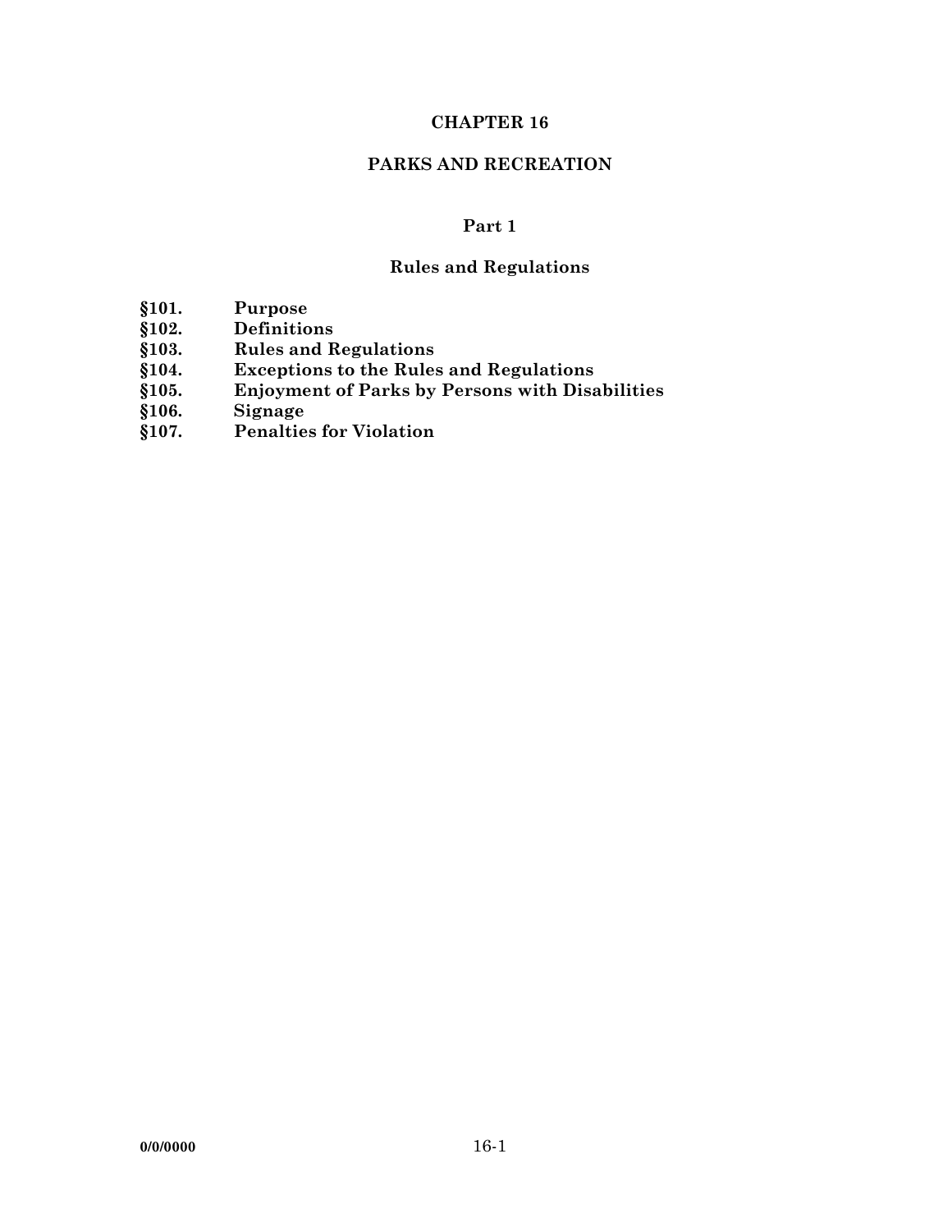# CHAPTER 16

# PARKS AND RECREATION

## Part 1

## Rules and Regulations

**§101. Purpose**
**§102. Definitions**
**§103. Rules and Regulations**
**§104. Exceptions to the Rules and Regulations**
**§105. Enjoyment of Parks by Persons with Disabilities**
**§106. Signage**
**§107. Penalties for Violation**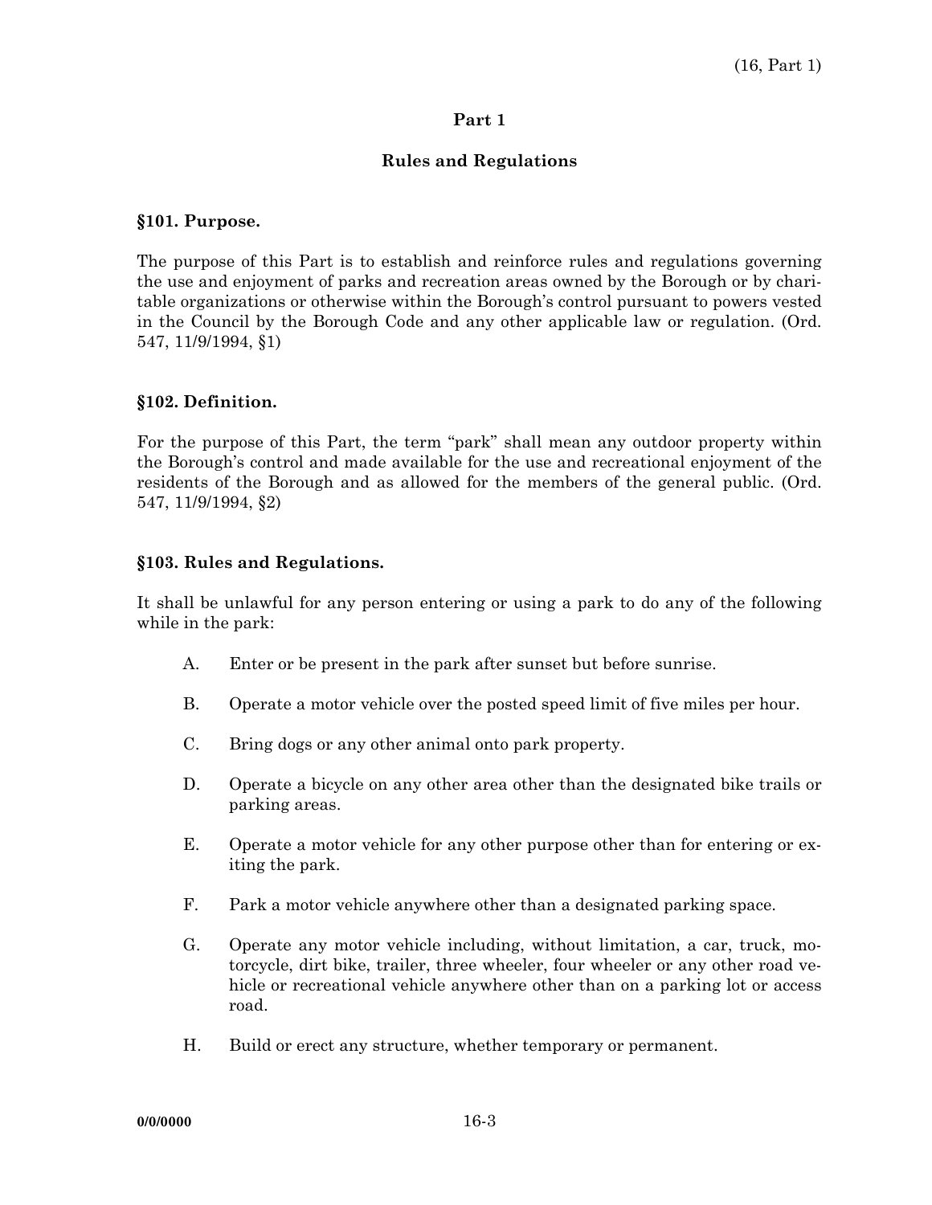## Part 1

## Rules and Regulations

### §101. Purpose.

The purpose of this Part is to establish and reinforce rules and regulations governing the use and enjoyment of parks and recreation areas owned by the Borough or by charitable organizations or otherwise within the Borough's control pursuant to powers vested in the Council by the Borough Code and any other applicable law or regulation. (Ord. 547, 11/9/1994, §1)

### §102. Definition.

For the purpose of this Part, the term "park" shall mean any outdoor property within the Borough's control and made available for the use and recreational enjoyment of the residents of the Borough and as allowed for the members of the general public. (Ord. 547, 11/9/1994, §2)

### §103. Rules and Regulations.

It shall be unlawful for any person entering or using a park to do any of the following while in the park:

A. Enter or be present in the park after sunset but before sunrise.

B. Operate a motor vehicle over the posted speed limit of five miles per hour.

C. Bring dogs or any other animal onto park property.

D. Operate a bicycle on any other area other than the designated bike trails or parking areas.

E. Operate a motor vehicle for any other purpose other than for entering or exiting the park.

F. Park a motor vehicle anywhere other than a designated parking space.

G. Operate any motor vehicle including, without limitation, a car, truck, motorcycle, dirt bike, trailer, three wheeler, four wheeler or any other road vehicle or recreational vehicle anywhere other than on a parking lot or access road.

H. Build or erect any structure, whether temporary or permanent.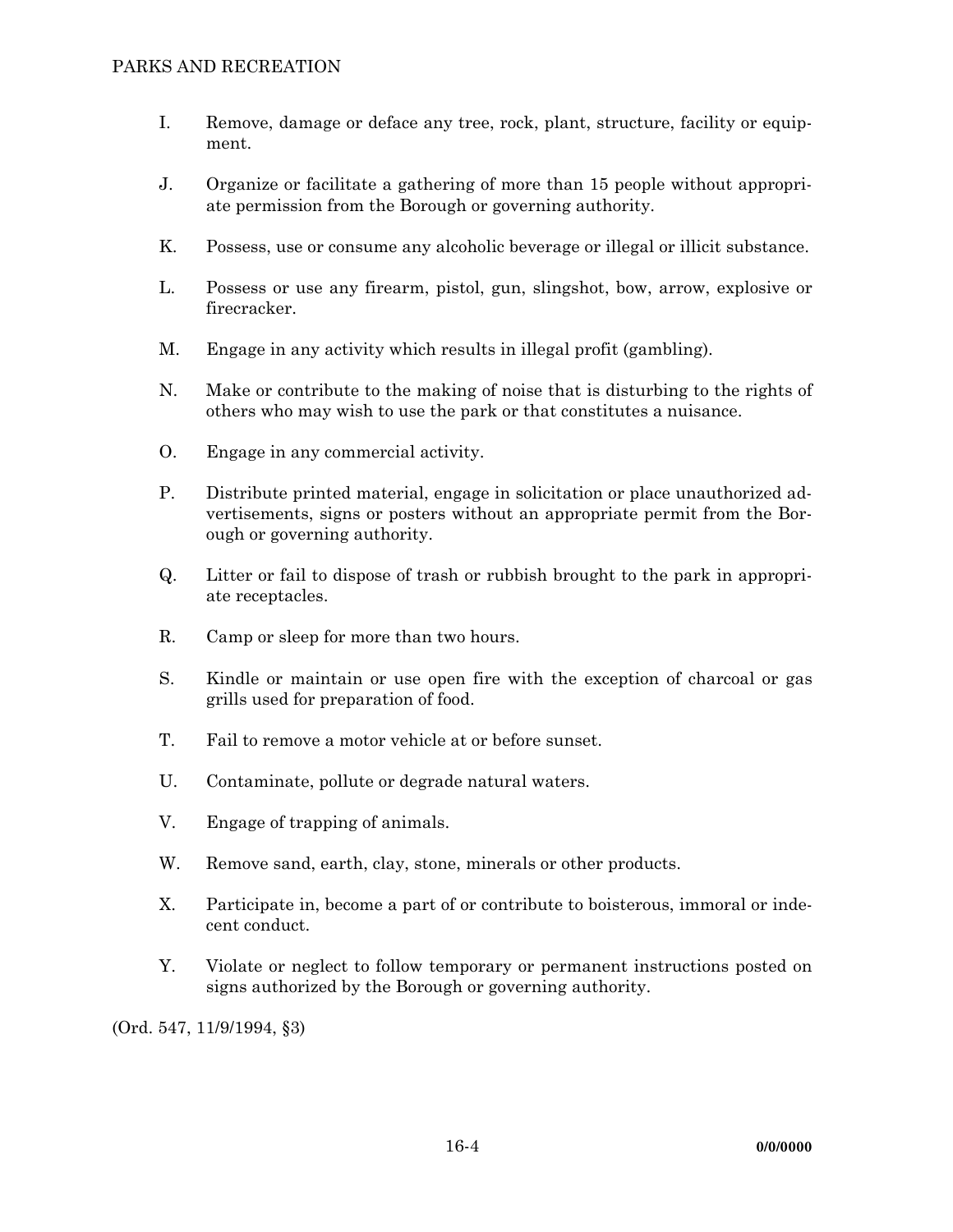I. Remove, damage or deface any tree, rock, plant, structure, facility or equipment.

J. Organize or facilitate a gathering of more than 15 people without appropriate permission from the Borough or governing authority.

K. Possess, use or consume any alcoholic beverage or illegal or illicit substance.

L. Possess or use any firearm, pistol, gun, slingshot, bow, arrow, explosive or firecracker.

M. Engage in any activity which results in illegal profit (gambling).

N. Make or contribute to the making of noise that is disturbing to the rights of others who may wish to use the park or that constitutes a nuisance.

O. Engage in any commercial activity.

P. Distribute printed material, engage in solicitation or place unauthorized advertisements, signs or posters without an appropriate permit from the Borough or governing authority.

Q. Litter or fail to dispose of trash or rubbish brought to the park in appropriate receptacles.

R. Camp or sleep for more than two hours.

S. Kindle or maintain or use open fire with the exception of charcoal or gas grills used for preparation of food.

T. Fail to remove a motor vehicle at or before sunset.

U. Contaminate, pollute or degrade natural waters.

V. Engage of trapping of animals.

W. Remove sand, earth, clay, stone, minerals or other products.

X. Participate in, become a part of or contribute to boisterous, immoral or indecent conduct.

Y. Violate or neglect to follow temporary or permanent instructions posted on signs authorized by the Borough or governing authority.

(Ord. 547, 11/9/1994, §3)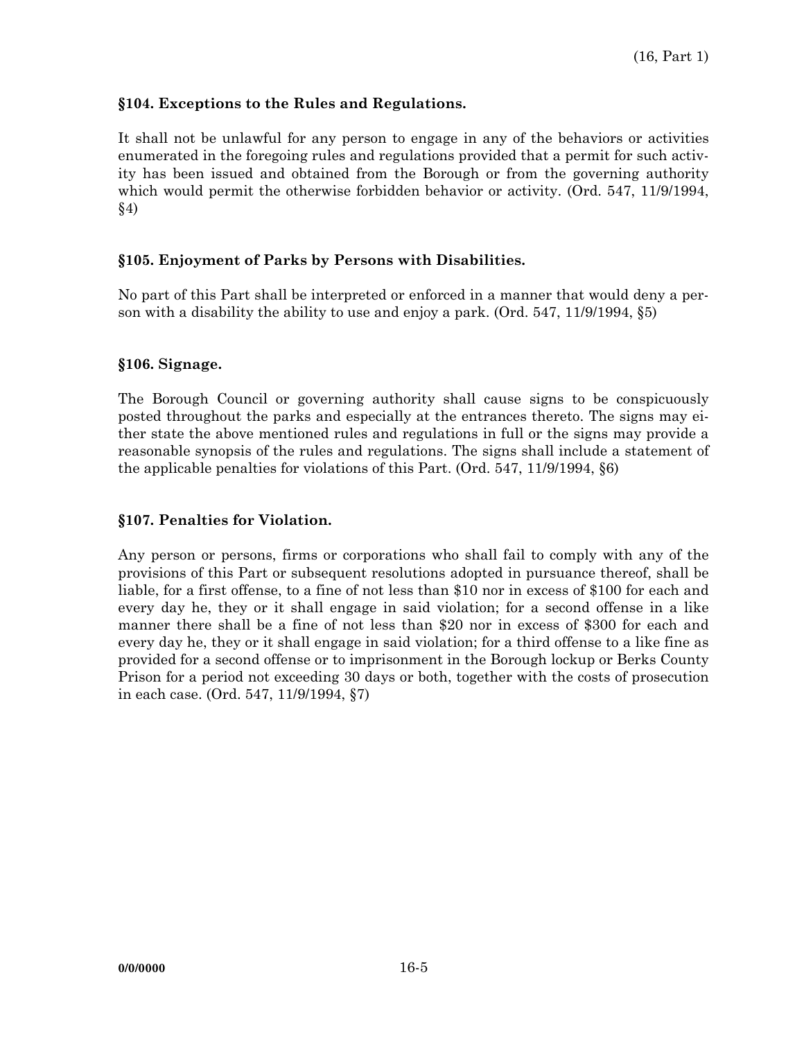### §104. Exceptions to the Rules and Regulations.

It shall not be unlawful for any person to engage in any of the behaviors or activities enumerated in the foregoing rules and regulations provided that a permit for such activity has been issued and obtained from the Borough or from the governing authority which would permit the otherwise forbidden behavior or activity. (Ord. 547, 11/9/1994, §4)

### §105. Enjoyment of Parks by Persons with Disabilities.

No part of this Part shall be interpreted or enforced in a manner that would deny a person with a disability the ability to use and enjoy a park. (Ord. 547, 11/9/1994, §5)

### §106. Signage.

The Borough Council or governing authority shall cause signs to be conspicuously posted throughout the parks and especially at the entrances thereto. The signs may either state the above mentioned rules and regulations in full or the signs may provide a reasonable synopsis of the rules and regulations. The signs shall include a statement of the applicable penalties for violations of this Part. (Ord. 547, 11/9/1994, §6)

### §107. Penalties for Violation.

Any person or persons, firms or corporations who shall fail to comply with any of the provisions of this Part or subsequent resolutions adopted in pursuance thereof, shall be liable, for a first offense, to a fine of not less than $10 nor in excess of $100 for each and every day he, they or it shall engage in said violation; for a second offense in a like manner there shall be a fine of not less than $20 nor in excess of $300 for each and every day he, they or it shall engage in said violation; for a third offense to a like fine as provided for a second offense or to imprisonment in the Borough lockup or Berks County Prison for a period not exceeding 30 days or both, together with the costs of prosecution in each case. (Ord. 547, 11/9/1994, §7)